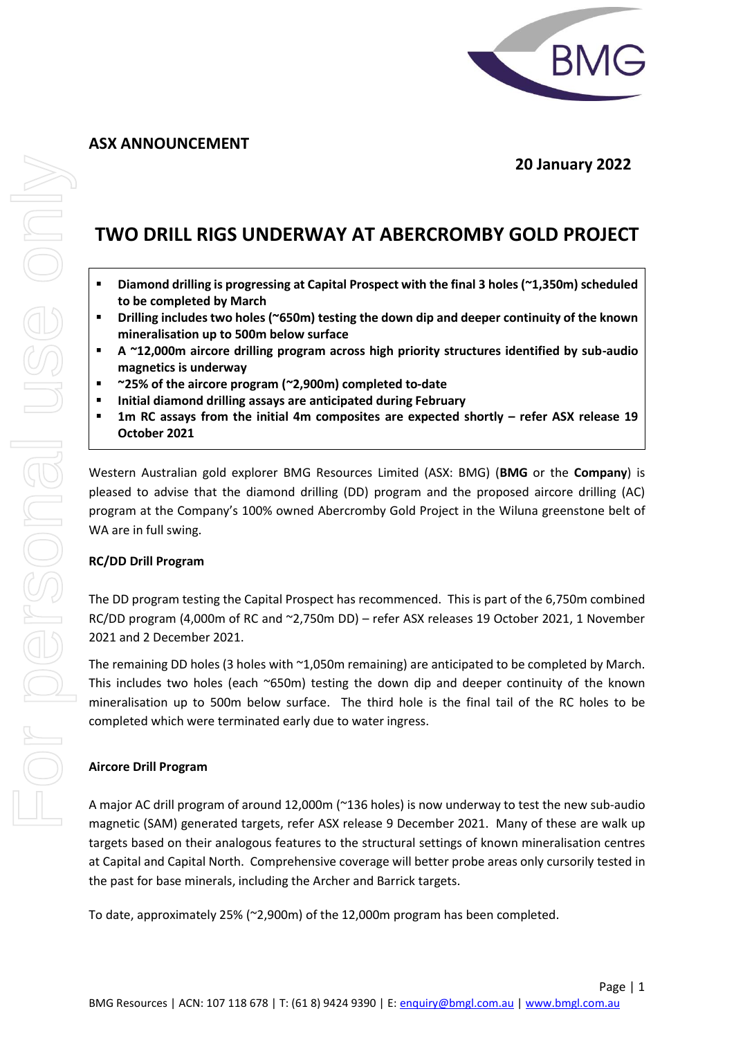**ASX ANNOUNCEMENT**

**20 January 2022**

# TWO DRILL RIGS UNDERWAY AT ABERCROMBY GOLD PROJECT

- **Diamond drilling is progressing at Capital Prospect with the final 3 holes (~1,350m) scheduled to be completed by March**
- **Drilling includes two holes (~650m) testing the down dip and deeper continuity of the known mineralisation up to 500m below surface**
- **A ~12,000m aircore drilling program across high priority structures identified by sub-audio magnetics is underway**
- **~25% of the aircore program (~2,900m) completed to-date**
- **Initial diamond drilling assays are anticipated during February**
- **1m RC assays from the initial 4m composites are expected shortly – refer ASX release 19 October 2021**

Western Australian gold explorer BMG Resources Limited (ASX: BMG) (**BMG** or the **Company**) is pleased to advise that the diamond drilling (DD) program and the proposed aircore drilling (AC) program at the Company's 100% owned Abercromby Gold Project in the Wiluna greenstone belt of WA are in full swing.

**RC/DD Drill Program**

The DD program testing the Capital Prospect has recommenced. This is part of the 6,750m combined RC/DD program (4,000m of RC and ~2,750m DD) – refer ASX releases 19 October 2021, 1 November 2021 and 2 December 2021.

The remaining DD holes (3 holes with ~1,050m remaining) are anticipated to be completed by March. This includes two holes (each ~650m) testing the down dip and deeper continuity of the known mineralisation up to 500m below surface. The third hole is the final tail of the RC holes to be completed which were terminated early due to water ingress.

**Aircore Drill Program**

A major AC drill program of around 12,000m (~136 holes) is now underway to test the new sub-audio magnetic (SAM) generated targets, refer ASX release 9 December 2021. Many of these are walk up targets based on their analogous features to the structural settings of known mineralisation centres at Capital and Capital North. Comprehensive coverage will better probe areas only cursorily tested in the past for base minerals, including the Archer and Barrick targets.

To date, approximately 25% (~2,900m) of the 12,000m program has been completed.

BMG Resources | ACN: 107 118 678 | T: (61 8) 9424 9390 | E: enquiry@bmgl.com.au | www.bmgl.com.au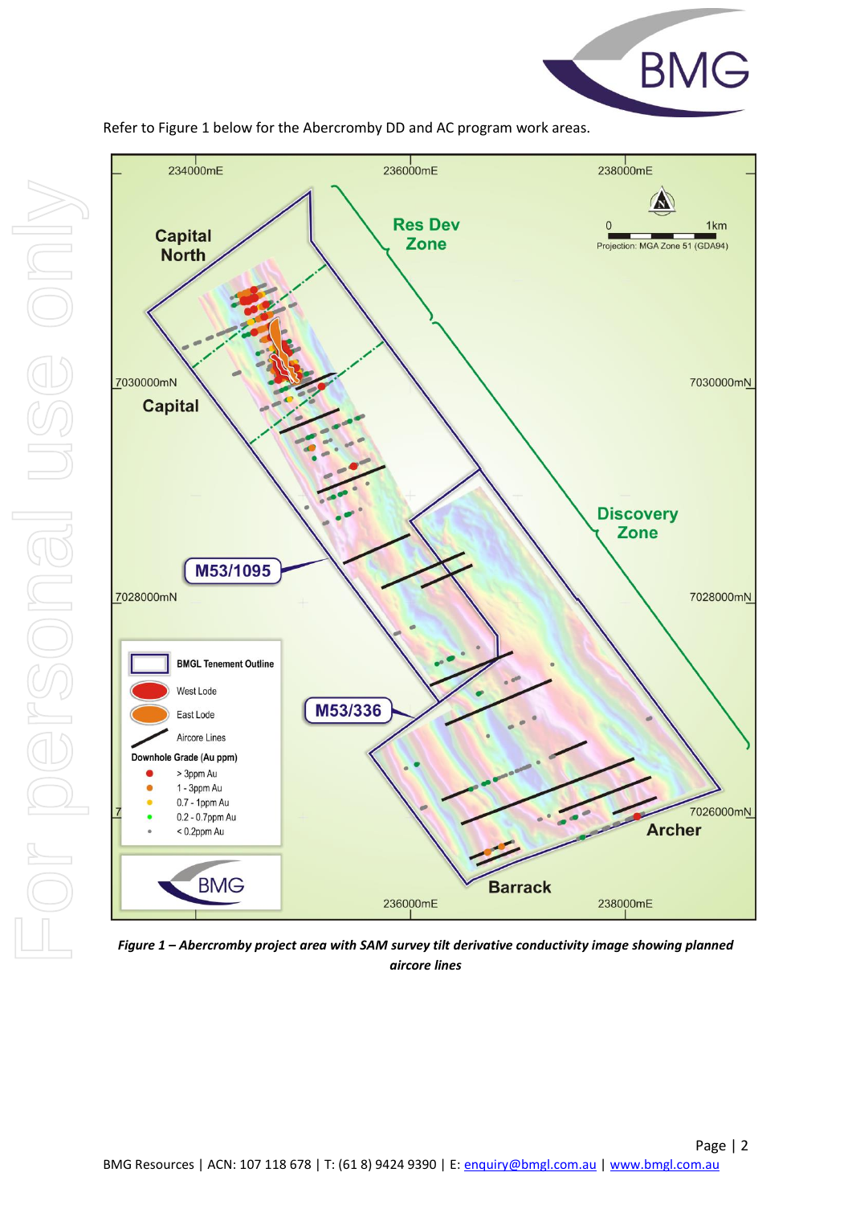Refer to Figure 1 below for the Abercromby DD and AC program work areas.

*Figure 1 – Abercromby project area with SAM survey tilt derivative conductivity image showing planned aircore lines*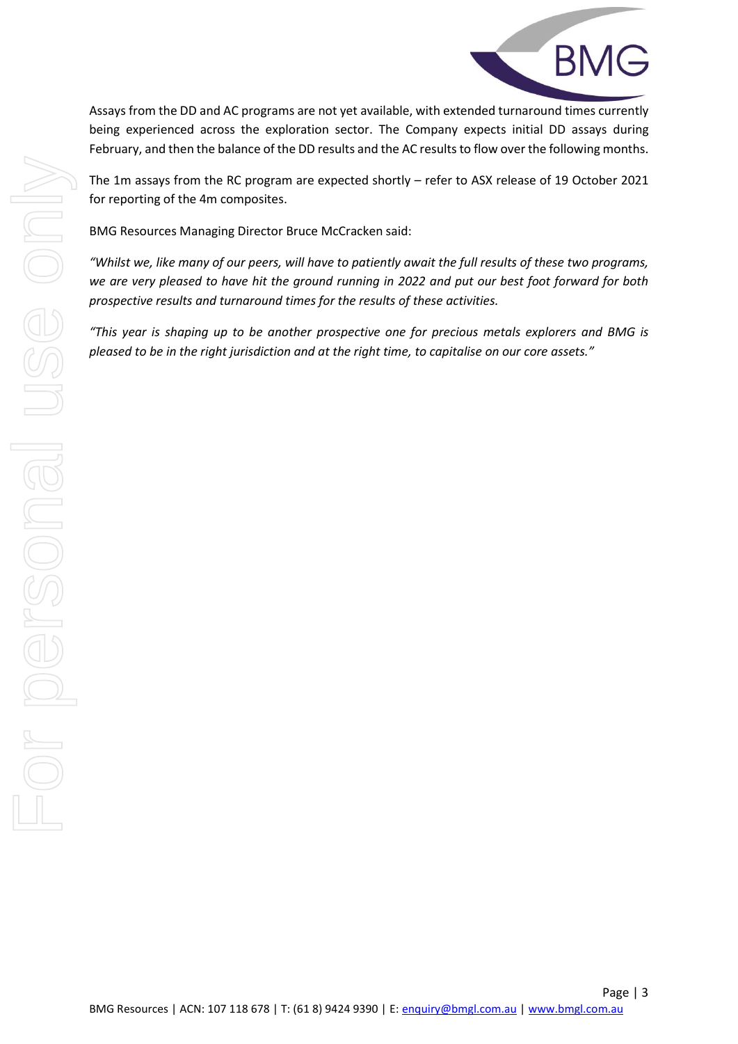Assays from the DD and AC programs are not yet available, with extended turnaround times currently being experienced across the exploration sector. The Company expects initial DD assays during February, and then the balance of the DD results and the AC results to flow over the following months.

The 1m assays from the RC program are expected shortly – refer to ASX release of 19 October 2021 for reporting of the 4m composites.

BMG Resources Managing Director Bruce McCracken said:

*"Whilst we, like many of our peers, will have to patiently await the full results of these two programs, we are very pleased to have hit the ground running in 2022 and put our best foot forward for both prospective results and turnaround times for the results of these activities.*

*"This year is shaping up to be another prospective one for precious metals explorers and BMG is pleased to be in the right jurisdiction and at the right time, to capitalise on our core assets."*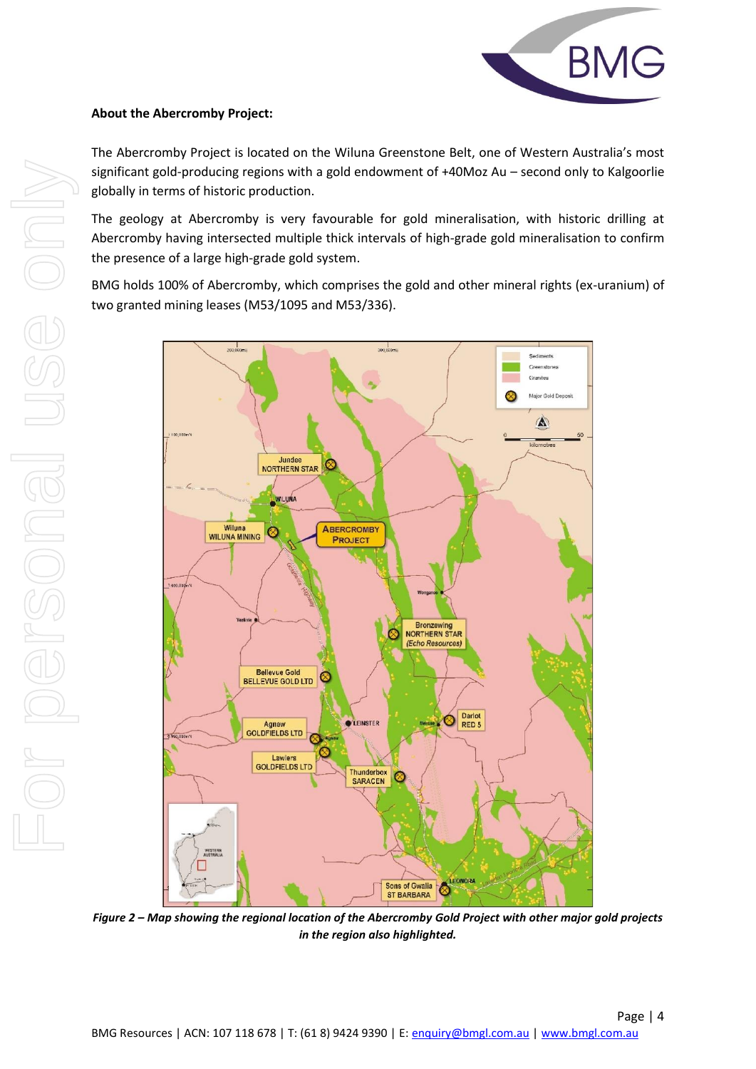**About the Abercromby Project:**

The Abercromby Project is located on the Wiluna Greenstone Belt, one of Western Australia's most significant gold-producing regions with a gold endowment of +40Moz Au – second only to Kalgoorlie globally in terms of historic production.

The geology at Abercromby is very favourable for gold mineralisation, with historic drilling at Abercromby having intersected multiple thick intervals of high-grade gold mineralisation to confirm the presence of a large high-grade gold system.

BMG holds 100% of Abercromby, which comprises the gold and other mineral rights (ex-uranium) of two granted mining leases (M53/1095 and M53/336).

***Figure 2 – Map showing the regional location of the Abercromby Gold Project with other major gold projects in the region also highlighted.***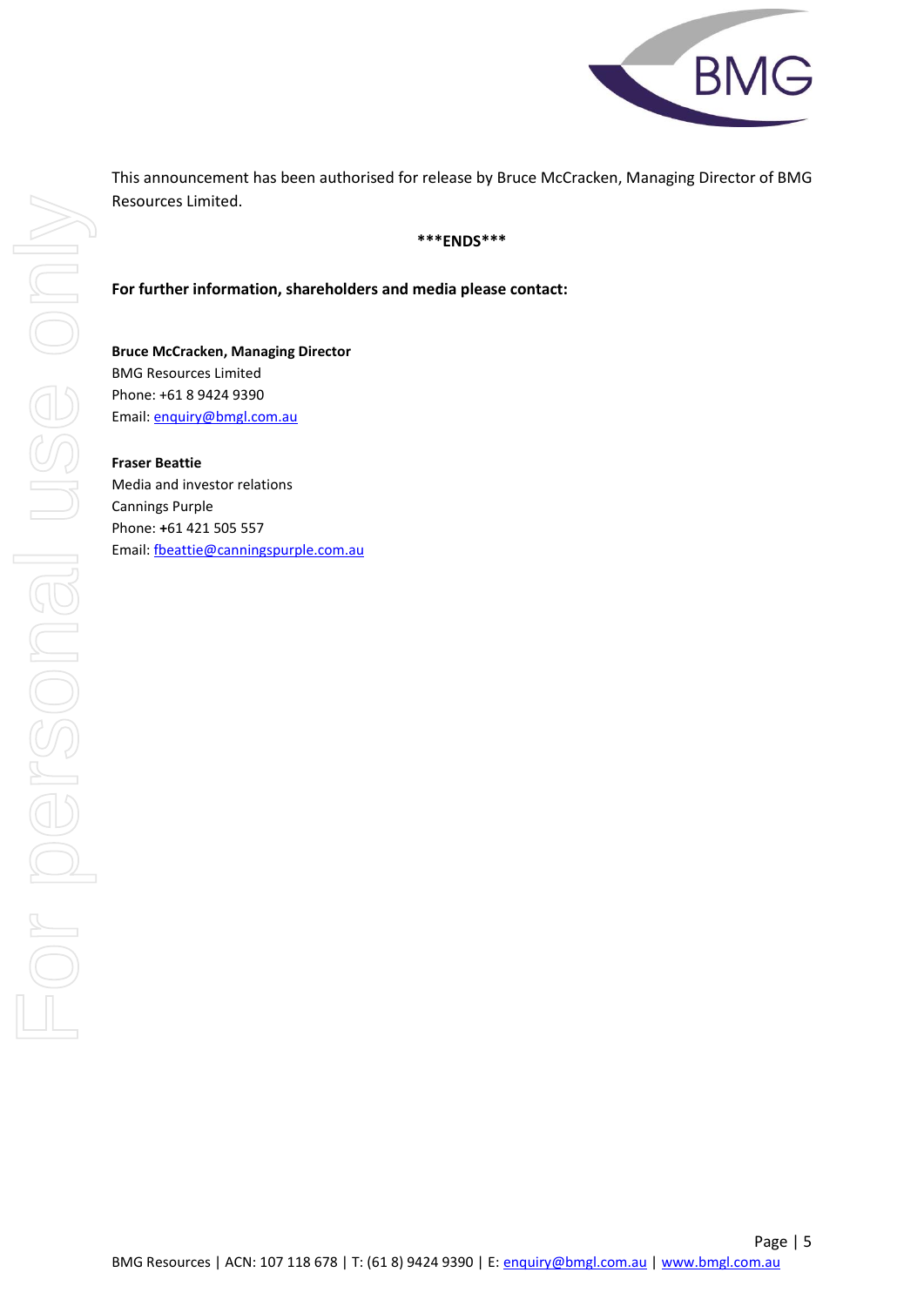This announcement has been authorised for release by Bruce McCracken, Managing Director of BMG Resources Limited.

**\*\*\*ENDS\*\*\***

**For further information, shareholders and media please contact:**

**Bruce McCracken, Managing Director**
BMG Resources Limited
Phone: +61 8 9424 9390
Email: enquiry@bmgl.com.au

**Fraser Beattie**
Media and investor relations
Cannings Purple
Phone: +61 421 505 557
Email: fbeattie@canningspurple.com.au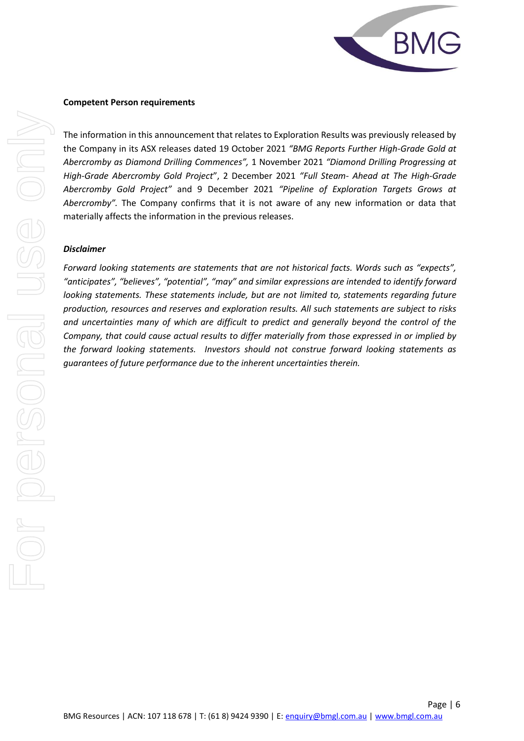**Competent Person requirements**

The information in this announcement that relates to Exploration Results was previously released by the Company in its ASX releases dated 19 October 2021 *"BMG Reports Further High-Grade Gold at Abercromby as Diamond Drilling Commences",* 1 November 2021 *"Diamond Drilling Progressing at High-Grade Abercromby Gold Project*", 2 December 2021 *"Full Steam- Ahead at The High-Grade Abercromby Gold Project"* and 9 December 2021 *"Pipeline of Exploration Targets Grows at Abercromby".* The Company confirms that it is not aware of any new information or data that materially affects the information in the previous releases.

***Disclaimer***

*Forward looking statements are statements that are not historical facts. Words such as "expects", "anticipates", "believes", "potential", "may" and similar expressions are intended to identify forward looking statements. These statements include, but are not limited to, statements regarding future production, resources and reserves and exploration results. All such statements are subject to risks and uncertainties many of which are difficult to predict and generally beyond the control of the Company, that could cause actual results to differ materially from those expressed in or implied by the forward looking statements. Investors should not construe forward looking statements as guarantees of future performance due to the inherent uncertainties therein.*